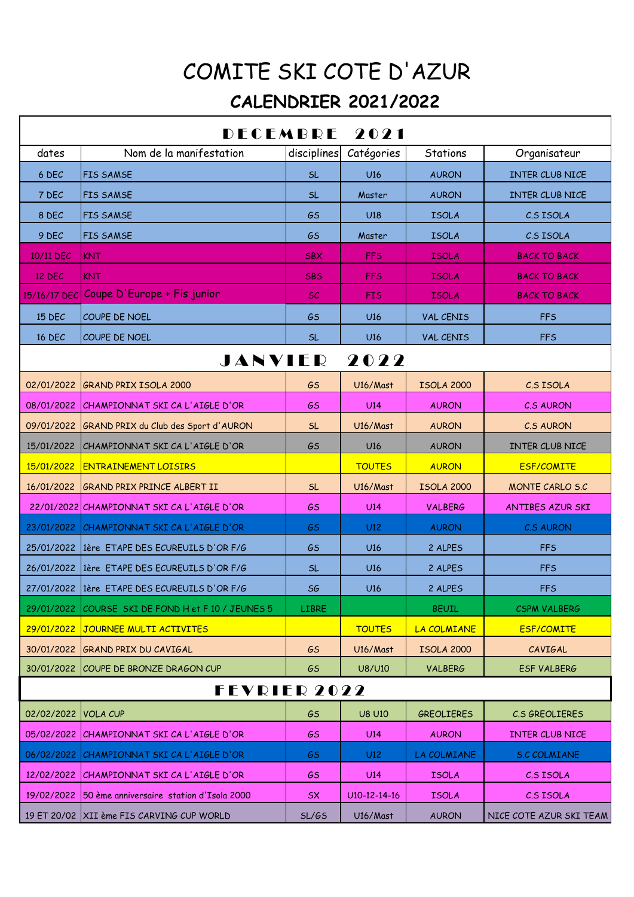# COMITE SKI COTE D'AZUR

## CALENDRIER 2021/2022

| dates | Nom de la manifestation | disciplines | Catégories | Stations | Organisateur |
|---|---|---|---|---|---|
| **DECEMBRE 2021** | | | | | |
| 6 DEC | FIS SAMSE | SL | U16 | AURON | INTER CLUB NICE |
| 7 DEC | FIS SAMSE | SL | Master | AURON | INTER CLUB NICE |
| 8 DEC | FIS SAMSE | GS | U18 | ISOLA | C.S ISOLA |
| 9 DEC | FIS SAMSE | GS | Master | ISOLA | C.S ISOLA |
| 10/11 DEC | KNT | SBX | FFS | ISOLA | BACK TO BACK |
| 12 DEC | KNT | SBS | FFS | ISOLA | BACK TO BACK |
| 15/16/17 DEC | Coupe D'Europe + Fis junior | SC | FIS | ISOLA | BACK TO BACK |
| 15 DEC | COUPE DE NOEL | GS | U16 | VAL CENIS | FFS |
| 16 DEC | COUPE DE NOEL | SL | U16 | VAL CENIS | FFS |
| **JANVIER 2022** | | | | | |
| 02/01/2022 | GRAND PRIX ISOLA 2000 | GS | U16/Mast | ISOLA 2000 | C.S ISOLA |
| 08/01/2022 | CHAMPIONNAT SKI CA L'AIGLE D'OR | GS | U14 | AURON | C.S AURON |
| 09/01/2022 | GRAND PRIX du Club des Sport d'AURON | SL | U16/Mast | AURON | C.S AURON |
| 15/01/2022 | CHAMPIONNAT SKI CA L'AIGLE D'OR | GS | U16 | AURON | INTER CLUB NICE |
| 15/01/2022 | ENTRAINEMENT LOISIRS | | TOUTES | AURON | ESF/COMITE |
| 16/01/2022 | GRAND PRIX PRINCE ALBERT II | SL | U16/Mast | ISOLA 2000 | MONTE CARLO S.C |
| 22/01/2022 | CHAMPIONNAT SKI CA L'AIGLE D'OR | GS | U14 | VALBERG | ANTIBES AZUR SKI |
| 23/01/2022 | CHAMPIONNAT SKI CA L'AIGLE D'OR | GS | U12 | AURON | C.S AURON |
| 25/01/2022 | 1ère ETAPE DES ECUREUILS D'OR F/G | GS | U16 | 2 ALPES | FFS |
| 26/01/2022 | 1ère ETAPE DES ECUREUILS D'OR F/G | SL | U16 | 2 ALPES | FFS |
| 27/01/2022 | 1ère ETAPE DES ECUREUILS D'OR F/G | SG | U16 | 2 ALPES | FFS |
| 29/01/2022 | COURSE SKI DE FOND H et F 10 / JEUNES 5 | LIBRE | | BEUIL | CSPM VALBERG |
| 29/01/2022 | JOURNEE MULTI ACTIVITES | | TOUTES | LA COLMIANE | ESF/COMITE |
| 30/01/2022 | GRAND PRIX DU CAVIGAL | GS | U16/Mast | ISOLA 2000 | CAVIGAL |
| 30/01/2022 | COUPE DE BRONZE DRAGON CUP | GS | U8/U10 | VALBERG | ESF VALBERG |
| **FEVRIER 2022** | | | | | |
| 02/02/2022 | VOLA CUP | GS | U8 U10 | GREOLIERES | C.S GREOLIERES |
| 05/02/2022 | CHAMPIONNAT SKI CA L'AIGLE D'OR | GS | U14 | AURON | INTER CLUB NICE |
| 06/02/2022 | CHAMPIONNAT SKI CA L'AIGLE D'OR | GS | U12 | LA COLMIANE | S.C COLMIANE |
| 12/02/2022 | CHAMPIONNAT SKI CA L'AIGLE D'OR | GS | U14 | ISOLA | C.S ISOLA |
| 19/02/2022 | 50 ème anniversaire station d'Isola 2000 | SX | U10-12-14-16 | ISOLA | C.S ISOLA |
| 19 ET 20/02 | XII ème FIS CARVING CUP WORLD | SL/GS | U16/Mast | AURON | NICE COTE AZUR SKI TEAM |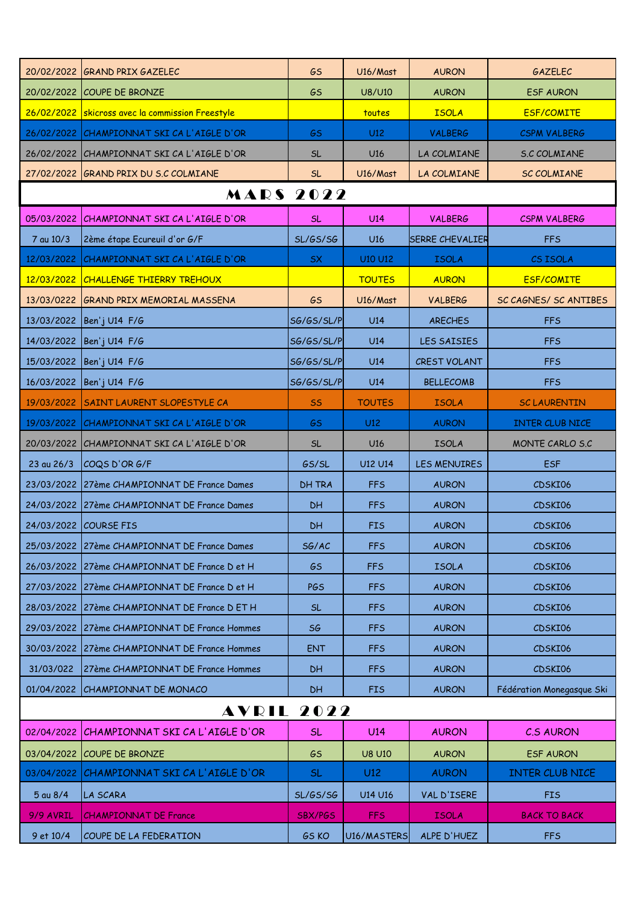| | | | | | |
|---|---|---|---|---|---|
| 20/02/2022 | GRAND PRIX GAZELEC | GS | U16/Mast | AURON | GAZELEC |
| 20/02/2022 | COUPE DE BRONZE | GS | U8/U10 | AURON | ESF AURON |
| 26/02/2022 | skicross avec la commission Freestyle | | toutes | ISOLA | ESF/COMITE |
| 26/02/2022 | CHAMPIONNAT SKI CA L'AIGLE D'OR | GS | U12 | VALBERG | CSPM VALBERG |
| 26/02/2022 | CHAMPIONNAT SKI CA L'AIGLE D'OR | SL | U16 | LA COLMIANE | S.C COLMIANE |
| 27/02/2022 | GRAND PRIX DU S.C COLMIANE | SL | U16/Mast | LA COLMIANE | SC COLMIANE |
| **MARS 2022** | | | | | |
| 05/03/2022 | CHAMPIONNAT SKI CA L'AIGLE D'OR | SL | U14 | VALBERG | CSPM VALBERG |
| 7 au 10/3 | 2ème étape Ecureuil d'or G/F | SL/GS/SG | U16 | SERRE CHEVALIER | FFS |
| 12/03/2022 | CHAMPIONNAT SKI CA L'AIGLE D'OR | SX | U10 U12 | ISOLA | CS ISOLA |
| 12/03/2022 | CHALLENGE THIERRY TREHOUX | | TOUTES | AURON | ESF/COMITE |
| 13/03/0222 | GRAND PRIX MEMORIAL MASSENA | GS | U16/Mast | VALBERG | SC CAGNES/ SC ANTIBES |
| 13/03/2022 | Ben'j U14 F/G | SG/GS/SL/P | U14 | ARECHES | FFS |
| 14/03/2022 | Ben'j U14 F/G | SG/GS/SL/P | U14 | LES SAISIES | FFS |
| 15/03/2022 | Ben'j U14 F/G | SG/GS/SL/P | U14 | CREST VOLANT | FFS |
| 16/03/2022 | Ben'j U14 F/G | SG/GS/SL/P | U14 | BELLECOMB | FFS |
| 19/03/2022 | SAINT LAURENT SLOPESTYLE CA | SS | TOUTES | ISOLA | SC LAURENTIN |
| 19/03/2022 | CHAMPIONNAT SKI CA L'AIGLE D'OR | GS | U12 | AURON | INTER CLUB NICE |
| 20/03/2022 | CHAMPIONNAT SKI CA L'AIGLE D'OR | SL | U16 | ISOLA | MONTE CARLO S.C |
| 23 au 26/3 | COQS D'OR G/F | GS/SL | U12 U14 | LES MENUIRES | ESF |
| 23/03/2022 | 27ème CHAMPIONNAT DE France Dames | DH TRA | FFS | AURON | CDSKI06 |
| 24/03/2022 | 27ème CHAMPIONNAT DE France Dames | DH | FFS | AURON | CDSKI06 |
| 24/03/2022 | COURSE FIS | DH | FIS | AURON | CDSKI06 |
| 25/03/2022 | 27ème CHAMPIONNAT DE France Dames | SG/AC | FFS | AURON | CDSKI06 |
| 26/03/2022 | 27ème CHAMPIONNAT DE France D et H | GS | FFS | ISOLA | CDSKI06 |
| 27/03/2022 | 27ème CHAMPIONNAT DE France D et H | PGS | FFS | AURON | CDSKI06 |
| 28/03/2022 | 27ème CHAMPIONNAT DE France D ET H | SL | FFS | AURON | CDSKI06 |
| 29/03/2022 | 27ème CHAMPIONNAT DE France Hommes | SG | FFS | AURON | CDSKI06 |
| 30/03/2022 | 27ème CHAMPIONNAT DE France Hommes | ENT | FFS | AURON | CDSKI06 |
| 31/03/022 | 27ème CHAMPIONNAT DE France Hommes | DH | FFS | AURON | CDSKI06 |
| 01/04/2022 | CHAMPIONNAT DE MONACO | DH | FIS | AURON | Fédération Monegasque Ski |
| **AVRIL 2022** | | | | | |
| 02/04/2022 | CHAMPIONNAT SKI CA L'AIGLE D'OR | SL | U14 | AURON | C.S AURON |
| 03/04/2022 | COUPE DE BRONZE | GS | U8 U10 | AURON | ESF AURON |
| 03/04/2022 | CHAMPIONNAT SKI CA L'AIGLE D'OR | SL | U12 | AURON | INTER CLUB NICE |
| 5 au 8/4 | LA SCARA | SL/GS/SG | U14 U16 | VAL D'ISERE | FIS |
| 9/9 AVRIL | CHAMPIONNAT DE France | SBX/PGS | FFS | ISOLA | BACK TO BACK |
| 9 et 10/4 | COUPE DE LA FEDERATION | GS KO | U16/MASTERS | ALPE D'HUEZ | FFS |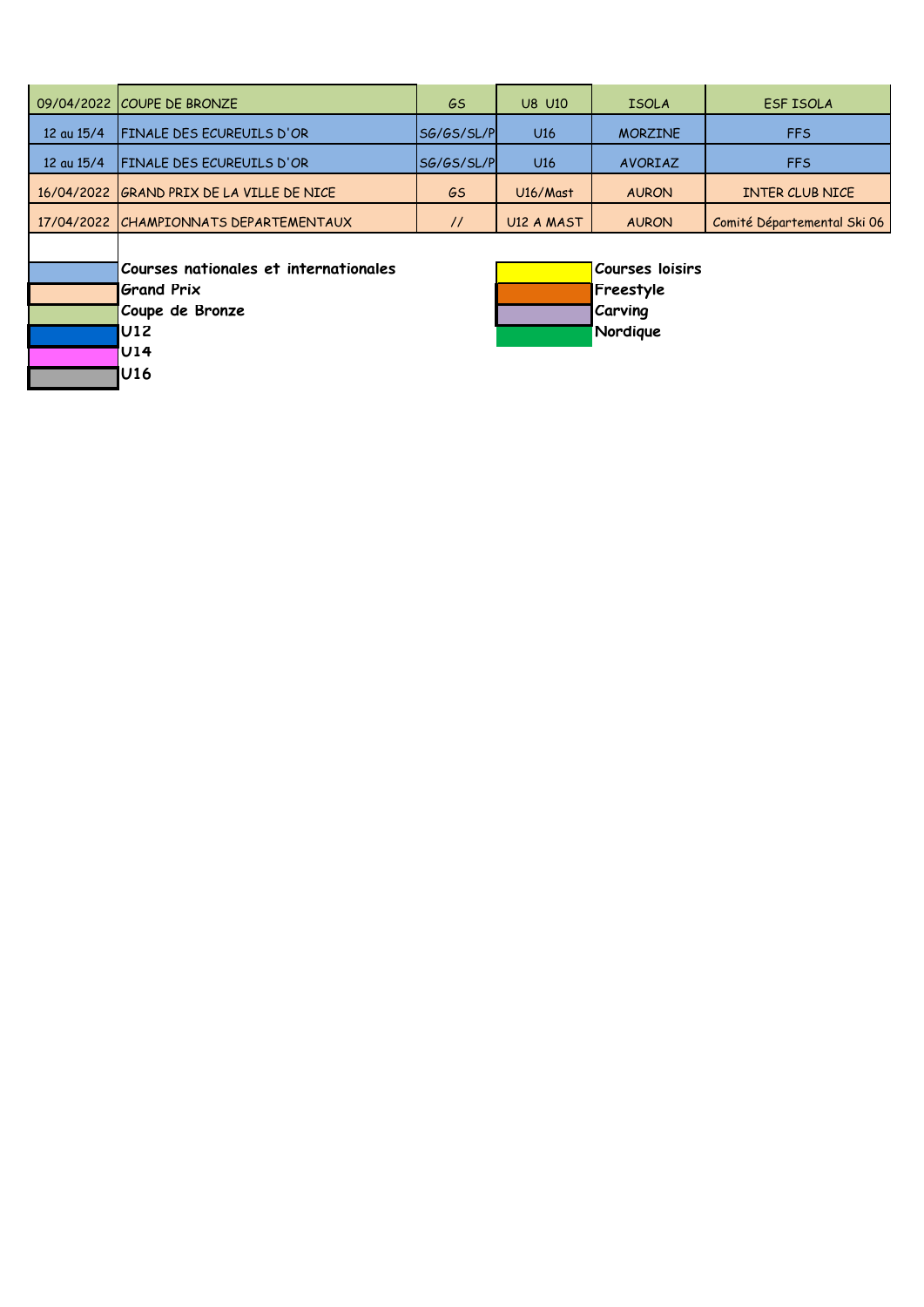| | | | | | |
|---|---|---|---|---|---|
| 09/04/2022 | COUPE DE BRONZE | GS | U8 U10 | ISOLA | ESF ISOLA |
| 12 au 15/4 | FINALE DES ECUREUILS D'OR | SG/GS/SL/P | U16 | MORZINE | FFS |
| 12 au 15/4 | FINALE DES ECUREUILS D'OR | SG/GS/SL/P | U16 | AVORIAZ | FFS |
| 16/04/2022 | GRAND PRIX DE LA VILLE DE NICE | GS | U16/Mast | AURON | INTER CLUB NICE |
| 17/04/2022 | CHAMPIONNATS DEPARTEMENTAUX | // | U12 A MAST | AURON | Comité Départemental Ski 06 |

**Courses nationales et internationales**
**Grand Prix**
**Coupe de Bronze**
**U12**
**U14**
**U16**

**Courses loisirs**
**Freestyle**
**Carving**
**Nordique**